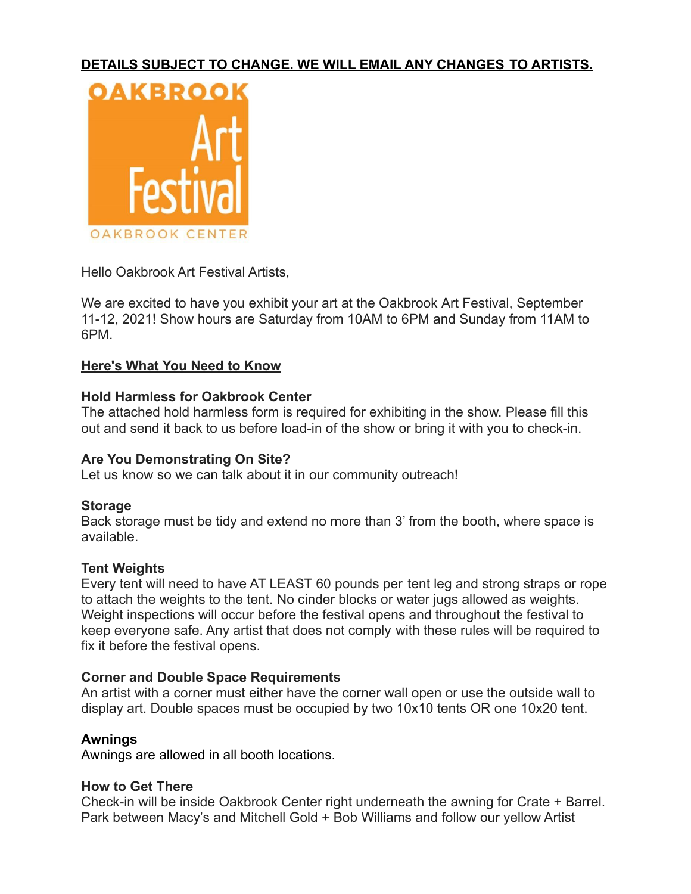**DETAILS SUBJECT TO CHANGE. WE WILL EMAIL ANY CHANGES TO ARTISTS.**

OAKBROOK Art Festival OAKBROOK CENTER

Hello Oakbrook Art Festival Artists,

We are excited to have you exhibit your art at the Oakbrook Art Festival, September 11-12, 2021! Show hours are Saturday from 10AM to 6PM and Sunday from 11AM to 6PM.

**Here's What You Need to Know**

**Hold Harmless for Oakbrook Center**
The attached hold harmless form is required for exhibiting in the show. Please fill this out and send it back to us before load-in of the show or bring it with you to check-in.

**Are You Demonstrating On Site?**
Let us know so we can talk about it in our community outreach!

**Storage**
Back storage must be tidy and extend no more than 3' from the booth, where space is available.

**Tent Weights**
Every tent will need to have AT LEAST 60 pounds per tent leg and strong straps or rope to attach the weights to the tent. No cinder blocks or water jugs allowed as weights. Weight inspections will occur before the festival opens and throughout the festival to keep everyone safe. Any artist that does not comply with these rules will be required to fix it before the festival opens.

**Corner and Double Space Requirements**
An artist with a corner must either have the corner wall open or use the outside wall to display art. Double spaces must be occupied by two 10x10 tents OR one 10x20 tent.

**Awnings**
Awnings are allowed in all booth locations.

**How to Get There**
Check-in will be inside Oakbrook Center right underneath the awning for Crate + Barrel. Park between Macy's and Mitchell Gold + Bob Williams and follow our yellow Artist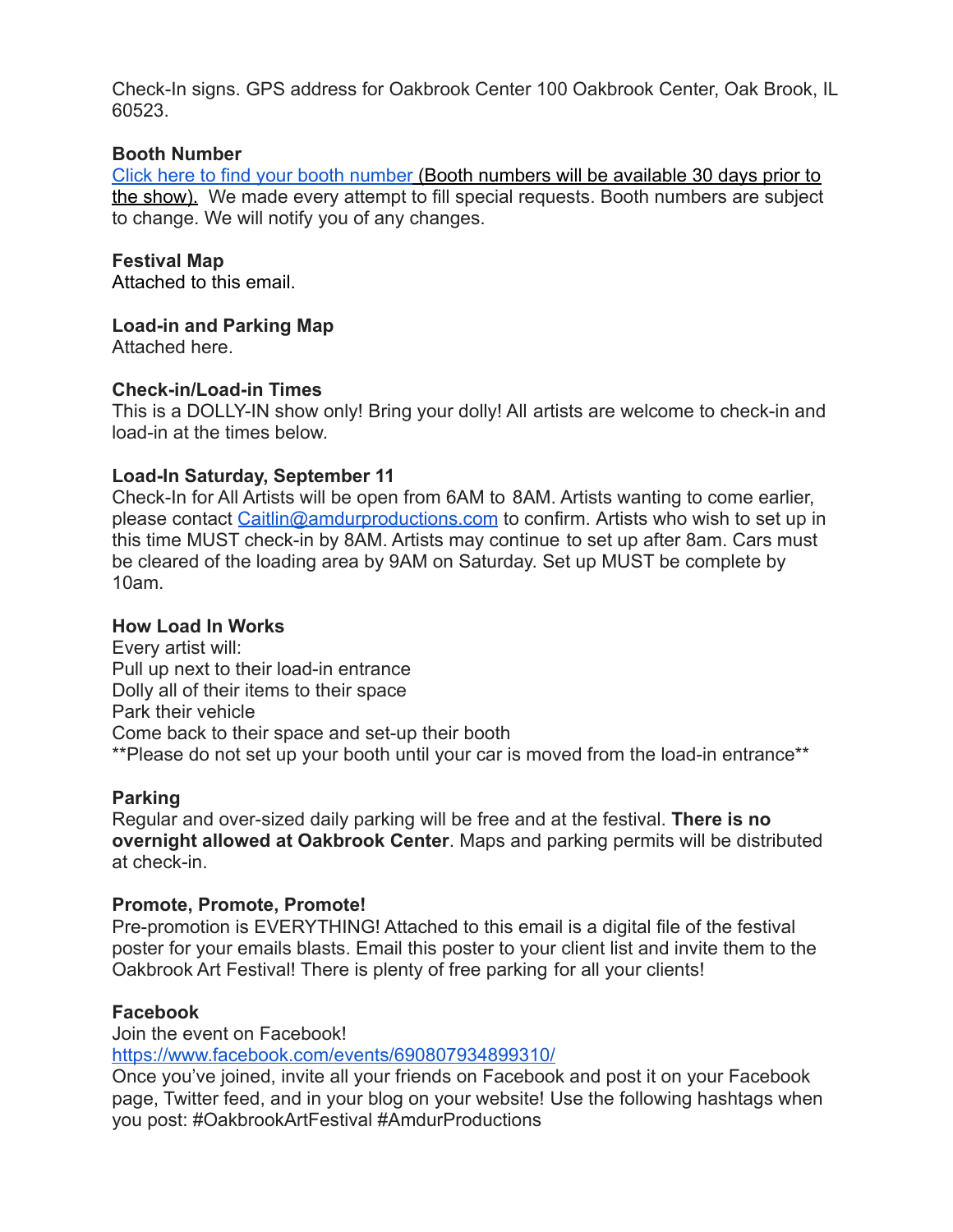Check-In signs. GPS address for Oakbrook Center 100 Oakbrook Center, Oak Brook, IL 60523.

**Booth Number**
[Click here to find your booth number](#) (Booth numbers will be available 30 days prior to the show). We made every attempt to fill special requests. Booth numbers are subject to change. We will notify you of any changes.

**Festival Map**
Attached to this email.

**Load-in and Parking Map**
Attached here.

**Check-in/Load-in Times**
This is a DOLLY-IN show only! Bring your dolly! All artists are welcome to check-in and load-in at the times below.

**Load-In Saturday, September 11**
Check-In for All Artists will be open from 6AM to 8AM. Artists wanting to come earlier, please contact Caitlin@amdurproductions.com to confirm. Artists who wish to set up in this time MUST check-in by 8AM. Artists may continue to set up after 8am. Cars must be cleared of the loading area by 9AM on Saturday. Set up MUST be complete by 10am.

**How Load In Works**
Every artist will:
Pull up next to their load-in entrance
Dolly all of their items to their space
Park their vehicle
Come back to their space and set-up their booth
**Please do not set up your booth until your car is moved from the load-in entrance**

**Parking**
Regular and over-sized daily parking will be free and at the festival. **There is no overnight allowed at Oakbrook Center**. Maps and parking permits will be distributed at check-in.

**Promote, Promote, Promote!**
Pre-promotion is EVERYTHING! Attached to this email is a digital file of the festival poster for your emails blasts. Email this poster to your client list and invite them to the Oakbrook Art Festival! There is plenty of free parking for all your clients!

**Facebook**
Join the event on Facebook!
https://www.facebook.com/events/690807934899310/
Once you've joined, invite all your friends on Facebook and post it on your Facebook page, Twitter feed, and in your blog on your website! Use the following hashtags when you post: #OakbrookArtFestival #AmdurProductions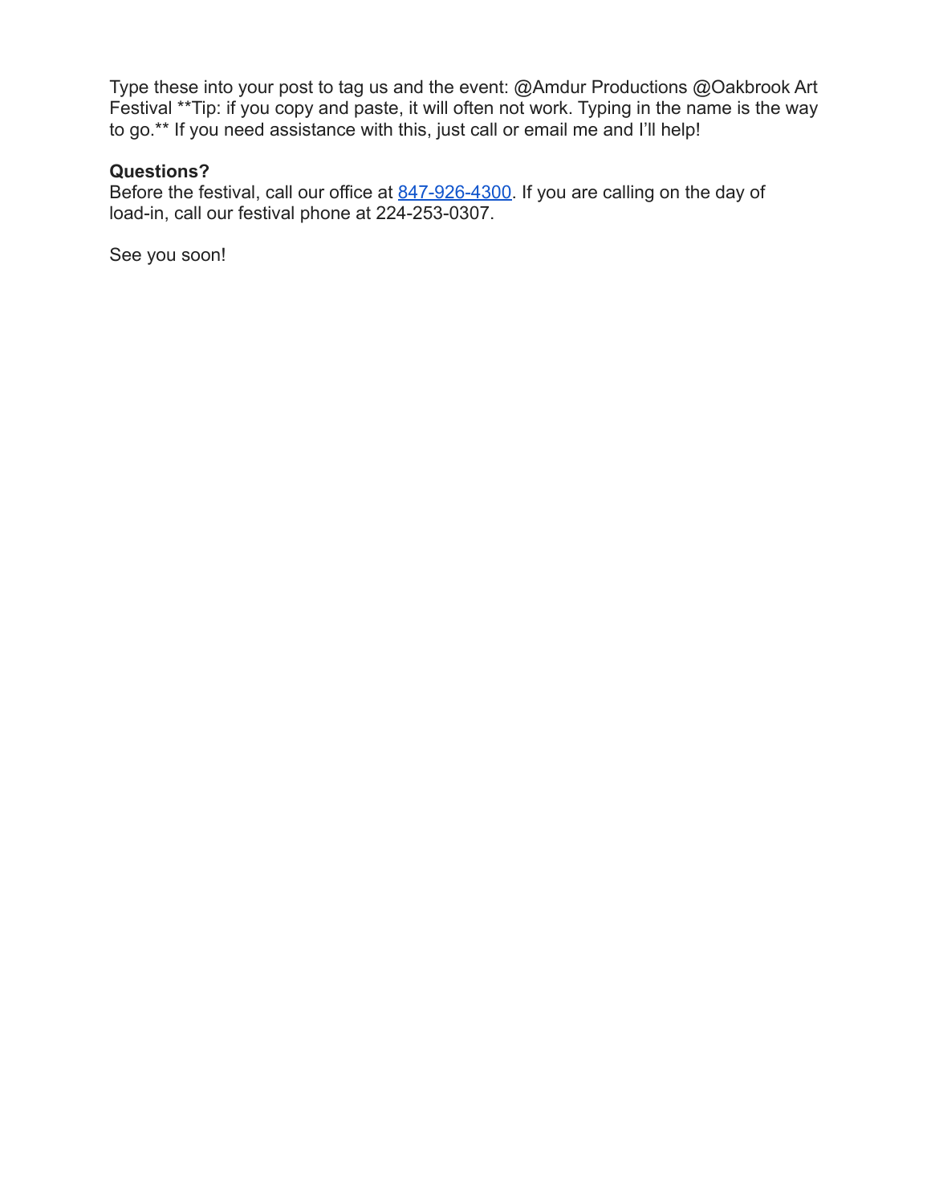Type these into your post to tag us and the event: @Amdur Productions @Oakbrook Art Festival **Tip: if you copy and paste, it will often not work. Typing in the name is the way to go.** If you need assistance with this, just call or email me and I'll help!

**Questions?**
Before the festival, call our office at [847-926-4300](tel:847-926-4300). If you are calling on the day of load-in, call our festival phone at 224-253-0307.

See you soon!